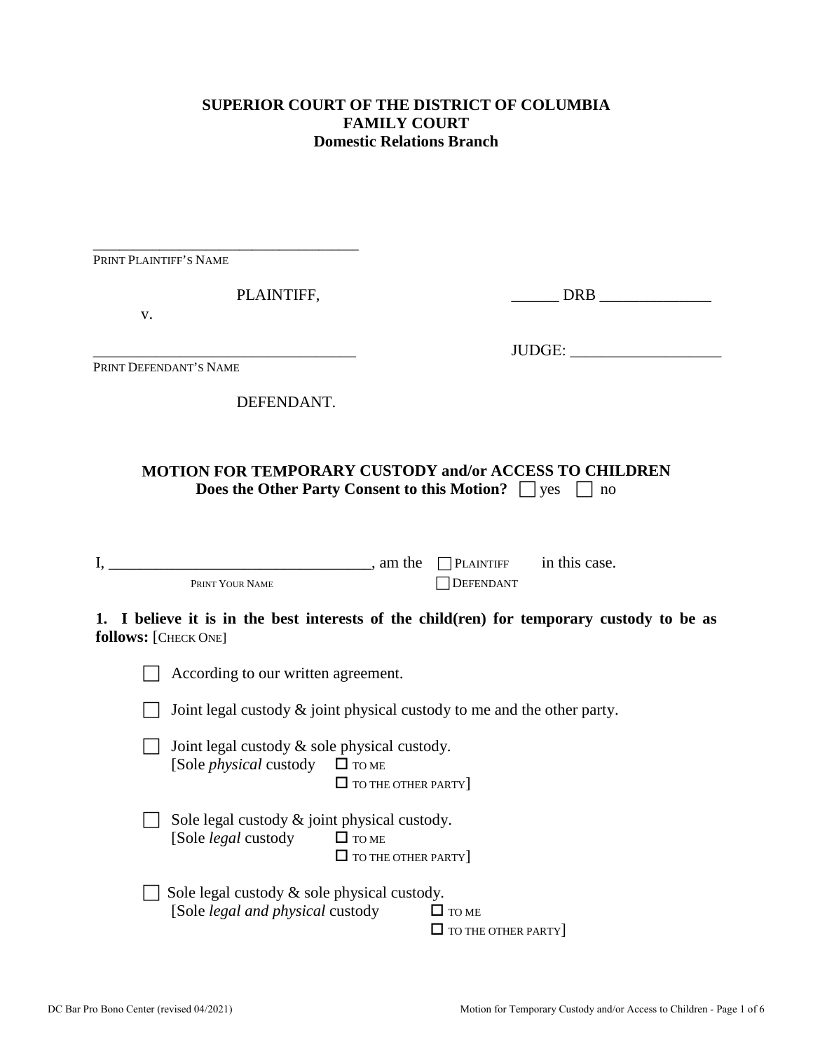**SUPERIOR COURT OF THE DISTRICT OF COLUMBIA**
**FAMILY COURT**
**Domestic Relations Branch**

____________________________________
PRINT PLAINTIFF'S NAME

PLAINTIFF,

v.

______ DRB ______________

_________________________________
PRINT DEFENDANT'S NAME

JUDGE: ___________________

DEFENDANT.

## MOTION FOR TEMPORARY CUSTODY and/or ACCESS TO CHILDREN

**Does the Other Party Consent to this Motion?** ☐ yes ☐ no

I, ________________________________, am the ☐ PLAINTIFF ☐ DEFENDANT in this case.
PRINT YOUR NAME

**1. I believe it is in the best interests of the child(ren) for temporary custody to be as follows:** [CHECK ONE]

☐ According to our written agreement.

☐ Joint legal custody & joint physical custody to me and the other party.

☐ Joint legal custody & sole physical custody.
[Sole *physical* custody ☐ TO ME
☐ TO THE OTHER PARTY]

☐ Sole legal custody & joint physical custody.
[Sole *legal* custody ☐ TO ME
☐ TO THE OTHER PARTY]

☐ Sole legal custody & sole physical custody.
[Sole *legal and physical* custody ☐ TO ME
☐ TO THE OTHER PARTY]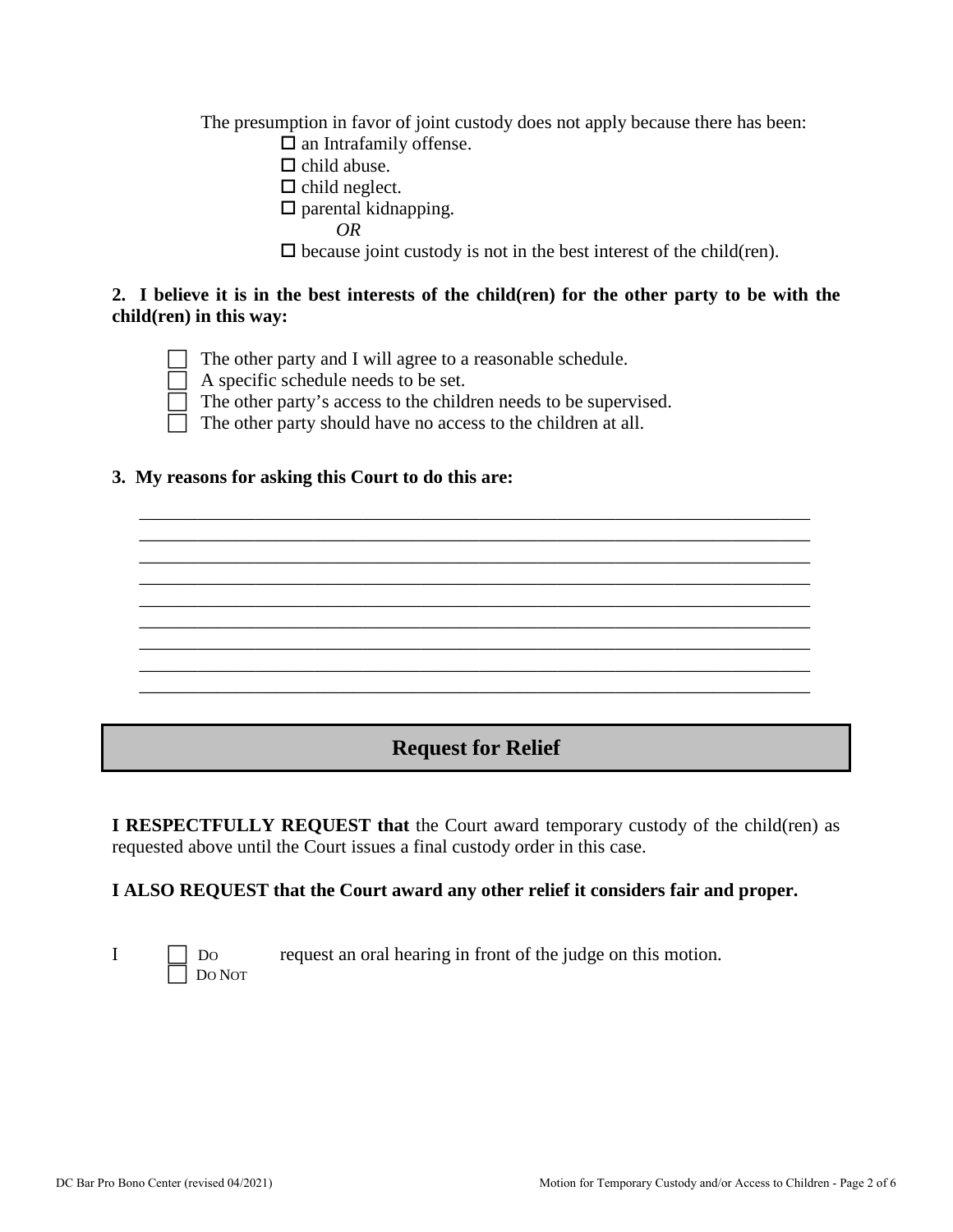The presumption in favor of joint custody does not apply because there has been:

- ☐ an Intrafamily offense.
- ☐ child abuse.
- ☐ child neglect.
- ☐ parental kidnapping.

*OR*

- ☐ because joint custody is not in the best interest of the child(ren).

**2. I believe it is in the best interests of the child(ren) for the other party to be with the child(ren) in this way:**

- ☐ The other party and I will agree to a reasonable schedule.
- ☐ A specific schedule needs to be set.
- ☐ The other party's access to the children needs to be supervised.
- ☐ The other party should have no access to the children at all.

**3. My reasons for asking this Court to do this are:**

___________________________________________________________________________
___________________________________________________________________________
___________________________________________________________________________
___________________________________________________________________________
___________________________________________________________________________
___________________________________________________________________________
___________________________________________________________________________
___________________________________________________________________________
___________________________________________________________________________

## Request for Relief

**I RESPECTFULLY REQUEST that** the Court award temporary custody of the child(ren) as requested above until the Court issues a final custody order in this case.

**I ALSO REQUEST that the Court award any other relief it considers fair and proper.**

I ☐ DO ☐ DO NOT request an oral hearing in front of the judge on this motion.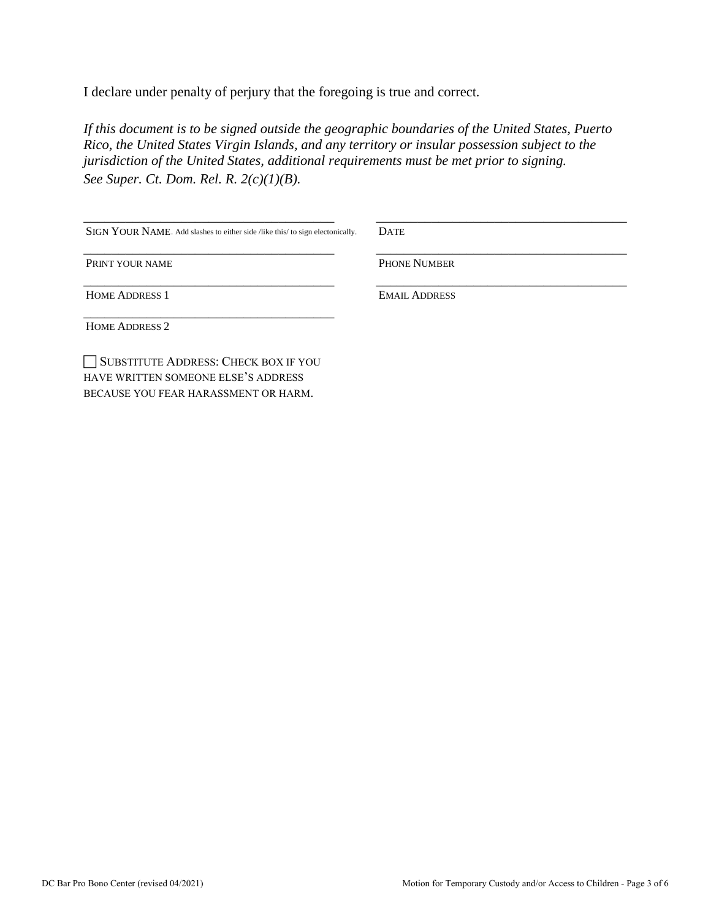I declare under penalty of perjury that the foregoing is true and correct.

*If this document is to be signed outside the geographic boundaries of the United States, Puerto Rico, the United States Virgin Islands, and any territory or insular possession subject to the jurisdiction of the United States, additional requirements must be met prior to signing. See Super. Ct. Dom. Rel. R. 2(c)(1)(B).*

| | |
|---|---|
| ______________________________ | ______________________________ |
| SIGN YOUR NAME. Add slashes to either side /like this/ to sign electonically. | DATE |
| ______________________________ | ______________________________ |
| PRINT YOUR NAME | PHONE NUMBER |
| ______________________________ | ______________________________ |
| HOME ADDRESS 1 | EMAIL ADDRESS |
| ______________________________ | |
| HOME ADDRESS 2 | |

☐ SUBSTITUTE ADDRESS: CHECK BOX IF YOU HAVE WRITTEN SOMEONE ELSE'S ADDRESS BECAUSE YOU FEAR HARASSMENT OR HARM.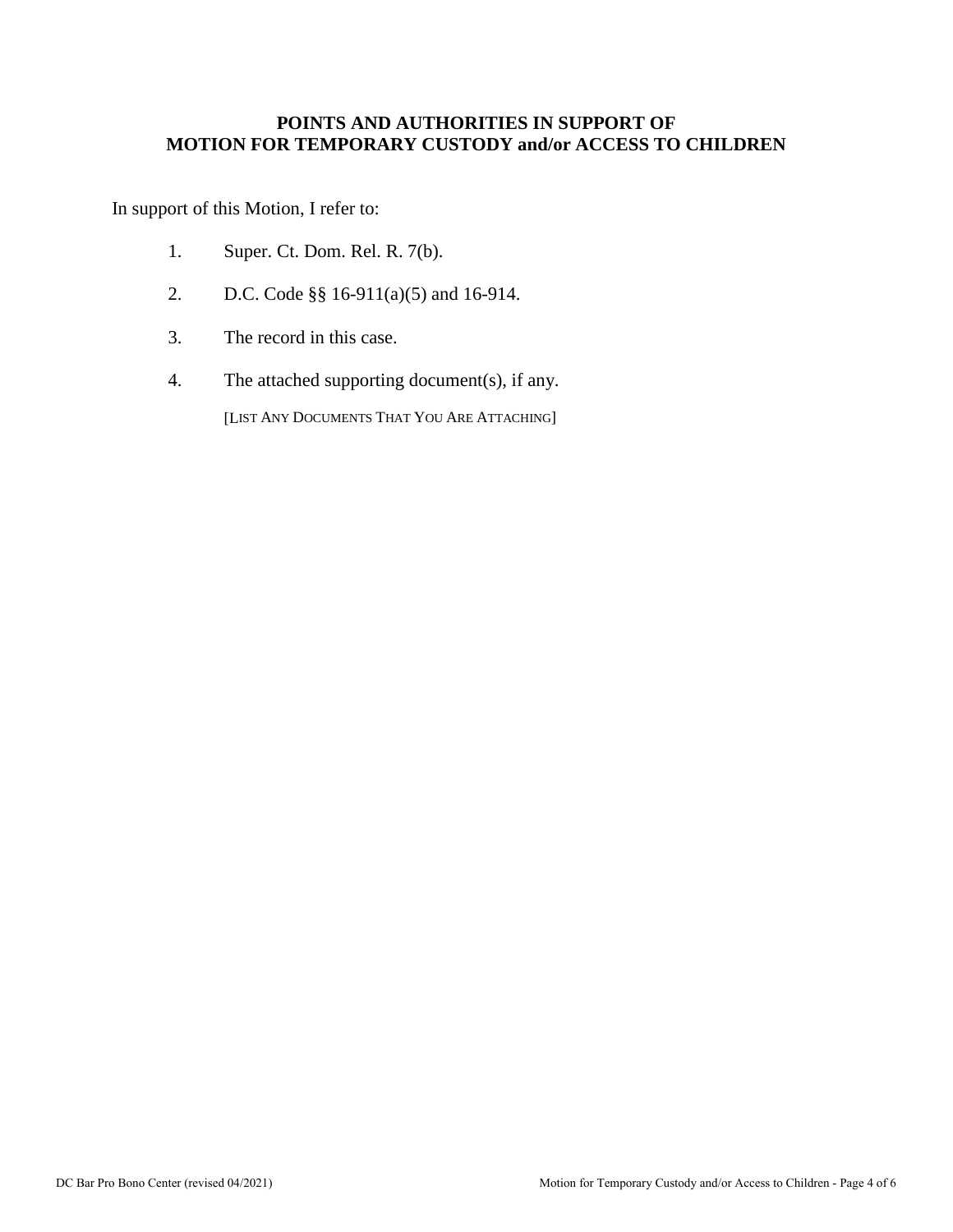**POINTS AND AUTHORITIES IN SUPPORT OF**
**MOTION FOR TEMPORARY CUSTODY and/or ACCESS TO CHILDREN**

In support of this Motion, I refer to:

1. Super. Ct. Dom. Rel. R. 7(b).

2. D.C. Code §§ 16-911(a)(5) and 16-914.

3. The record in this case.

4. The attached supporting document(s), if any.

   [LIST ANY DOCUMENTS THAT YOU ARE ATTACHING]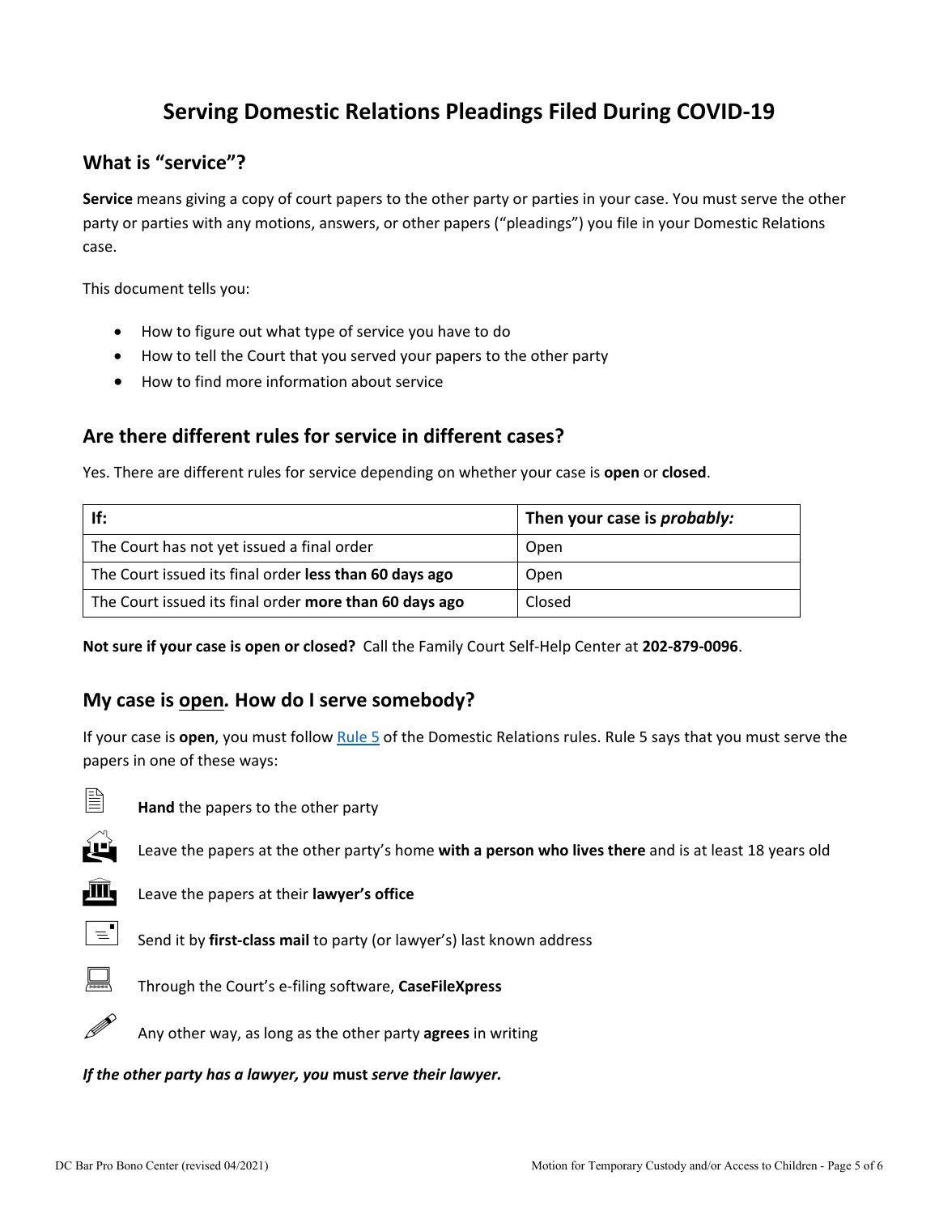# Serving Domestic Relations Pleadings Filed During COVID-19

## What is "service"?

**Service** means giving a copy of court papers to the other party or parties in your case. You must serve the other party or parties with any motions, answers, or other papers ("pleadings") you file in your Domestic Relations case.

This document tells you:

- How to figure out what type of service you have to do
- How to tell the Court that you served your papers to the other party
- How to find more information about service

## Are there different rules for service in different cases?

Yes. There are different rules for service depending on whether your case is **open** or **closed**.

| If: | Then your case is ***probably:*** |
|---|---|
| The Court has not yet issued a final order | Open |
| The Court issued its final order **less than 60 days ago** | Open |
| The Court issued its final order **more than 60 days ago** | Closed |

**Not sure if your case is open or closed?** Call the Family Court Self-Help Center at **202-879-0096**.

## My case is open. How do I serve somebody?

If your case is **open**, you must follow Rule 5 of the Domestic Relations rules. Rule 5 says that you must serve the papers in one of these ways:

- **Hand** the papers to the other party
- Leave the papers at the other party's home **with a person who lives there** and is at least 18 years old
- Leave the papers at their **lawyer's office**
- Send it by **first-class mail** to party (or lawyer's) last known address
- Through the Court's e-filing software, **CaseFileXpress**
- Any other way, as long as the other party **agrees** in writing

***If the other party has a lawyer, you* must *serve their lawyer.***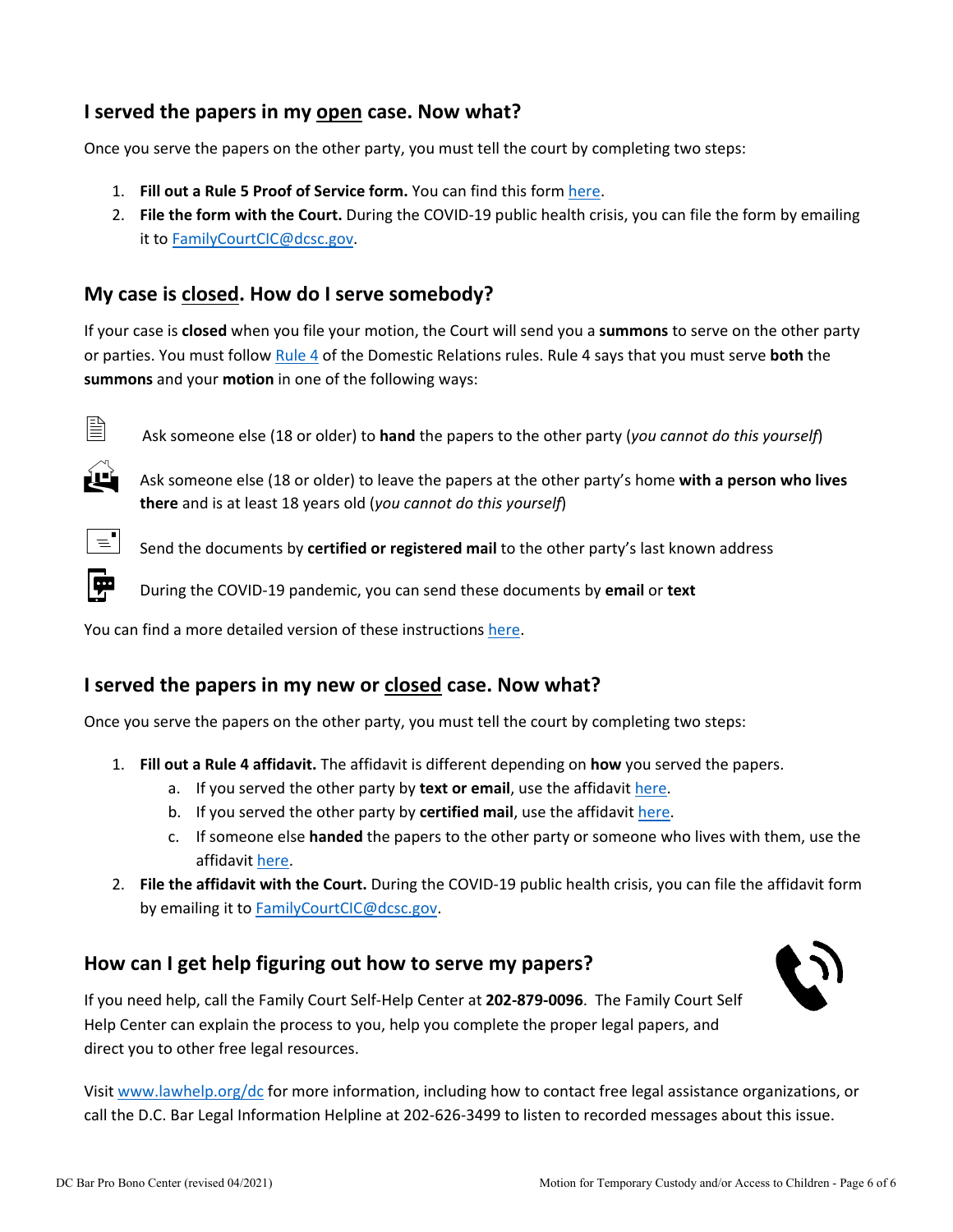## I served the papers in my open case. Now what?

Once you serve the papers on the other party, you must tell the court by completing two steps:

1. **Fill out a Rule 5 Proof of Service form.** You can find this form here.
2. **File the form with the Court.** During the COVID-19 public health crisis, you can file the form by emailing it to FamilyCourtCIC@dcsc.gov.

## My case is closed. How do I serve somebody?

If your case is **closed** when you file your motion, the Court will send you a **summons** to serve on the other party or parties. You must follow Rule 4 of the Domestic Relations rules. Rule 4 says that you must serve **both** the **summons** and your **motion** in one of the following ways:

- Ask someone else (18 or older) to **hand** the papers to the other party (*you cannot do this yourself*)
- Ask someone else (18 or older) to leave the papers at the other party's home **with a person who lives there** and is at least 18 years old (*you cannot do this yourself*)
- Send the documents by **certified or registered mail** to the other party's last known address
- During the COVID-19 pandemic, you can send these documents by **email** or **text**

You can find a more detailed version of these instructions here.

## I served the papers in my new or closed case. Now what?

Once you serve the papers on the other party, you must tell the court by completing two steps:

1. **Fill out a Rule 4 affidavit.** The affidavit is different depending on **how** you served the papers.
   a. If you served the other party by **text or email**, use the affidavit here.
   b. If you served the other party by **certified mail**, use the affidavit here.
   c. If someone else **handed** the papers to the other party or someone who lives with them, use the affidavit here.
2. **File the affidavit with the Court.** During the COVID-19 public health crisis, you can file the affidavit form by emailing it to FamilyCourtCIC@dcsc.gov.

## How can I get help figuring out how to serve my papers?

If you need help, call the Family Court Self-Help Center at **202-879-0096**. The Family Court Self Help Center can explain the process to you, help you complete the proper legal papers, and direct you to other free legal resources.

Visit www.lawhelp.org/dc for more information, including how to contact free legal assistance organizations, or call the D.C. Bar Legal Information Helpline at 202-626-3499 to listen to recorded messages about this issue.